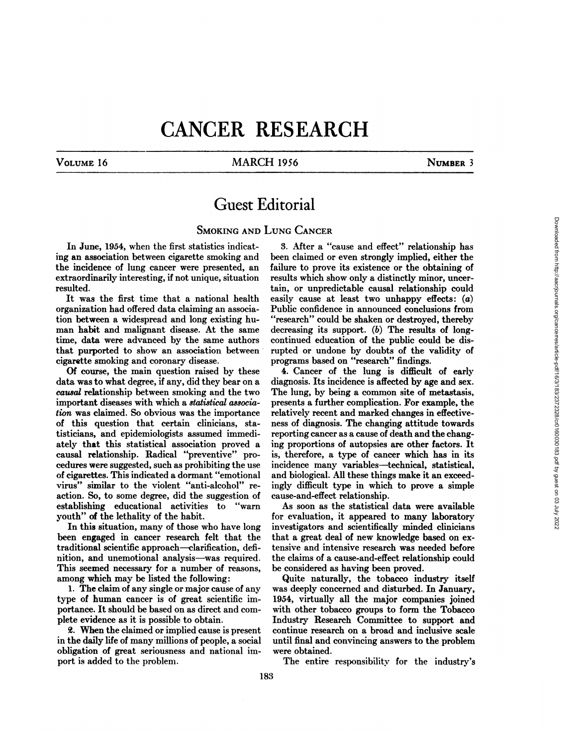# CANCER RESEARCH

VOLUME 16 — MARCH 1956 — NUMBER 3

## Guest Editorial

### SMOKING AND LUNG CANCER

In June, 1954, when the first statistics indicating an association between cigarette smoking and the incidence of lung cancer were presented, an extraordinarily interesting, if not unique, situation resulted.

It was the first time that a national health organization had offered data claiming an association between a widespread and long existing human habit and malignant disease. At the same time, data were advanced by the same authors that purported to show an association between cigarette smoking and coronary disease.

Of course, the main question raised by these data was to what degree, if any, did they bear on a *causal* relationship between smoking and the two important diseases with which a *statistical association* was claimed. So obvious was the importance of this question that certain clinicians, statisticians, and epidemiologists assumed immediately that this statistical association proved a causal relationship. Radical "preventive" procedures were suggested, such as prohibiting the use of cigarettes. This indicated a dormant "emotional virus" similar to the violent "anti-alcohol" reaction. So, to some degree, did the suggestion of establishing educational activities to "warn youth" of the lethality of the habit.

In this situation, many of those who have long been engaged in cancer research felt that the traditional scientific approach—clarification, definition, and unemotional analysis—was required. This seemed necessary for a number of reasons, among which may be listed the following:

1. The claim of any single or major cause of any type of human cancer is of great scientific importance. It should be based on as direct and complete evidence as it is possible to obtain.

2. When the claimed or implied cause is present in the daily life of many millions of people, a social obligation of great seriousness and national import is added to the problem.

3. After a "cause and effect" relationship has been claimed or even strongly implied, either the failure to prove its existence or the obtaining of results which show only a distinctly minor, uncertain, or unpredictable causal relationship could easily cause at least two unhappy effects: (*a*) Public confidence in announced conclusions from "research" could be shaken or destroyed, thereby decreasing its support. (*b*) The results of long-continued education of the public could be disrupted or undone by doubts of the validity of programs based on "research" findings.

4. Cancer of the lung is difficult of early diagnosis. Its incidence is affected by age and sex. The lung, by being a common site of metastasis, presents a further complication. For example, the relatively recent and marked changes in effectiveness of diagnosis. The changing attitude towards reporting cancer as a cause of death and the changing proportions of autopsies are other factors. It is, therefore, a type of cancer which has in its incidence many variables—technical, statistical, and biological. All these things make it an exceedingly difficult type in which to prove a simple cause-and-effect relationship.

As soon as the statistical data were available for evaluation, it appeared to many laboratory investigators and scientifically minded clinicians that a great deal of new knowledge based on extensive and intensive research was needed before the claims of a cause-and-effect relationship could be considered as having been proved.

Quite naturally, the tobacco industry itself was deeply concerned and disturbed. In January, 1954, virtually all the major companies joined with other tobacco groups to form the Tobacco Industry Research Committee to support and continue research on a broad and inclusive scale until final and convincing answers to the problem were obtained.

The entire responsibility for the industry's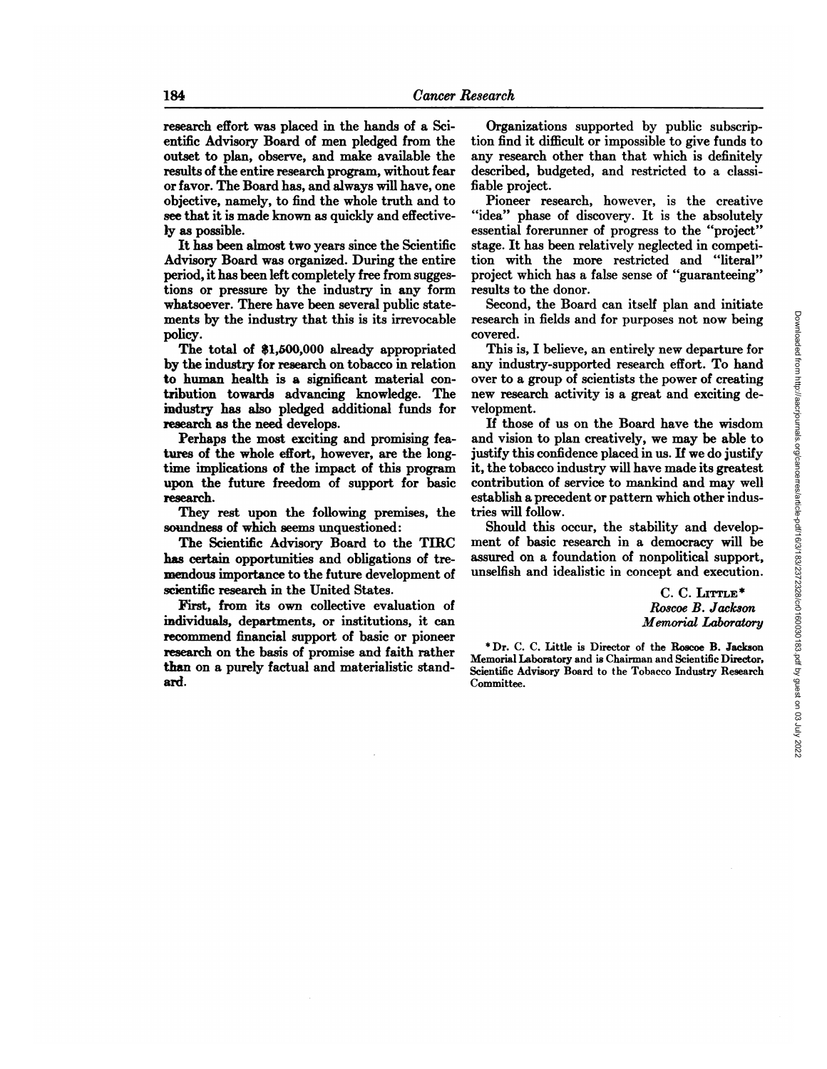research effort was placed in the hands of a Scientific Advisory Board of men pledged from the outset to plan, observe, and make available the results of the entire research program, without fear or favor. The Board has, and always will have, one objective, namely, to find the whole truth and to see that it is made known as quickly and effectively as possible.

It has been almost two years since the Scientific Advisory Board was organized. During the entire period, it has been left completely free from suggestions or pressure by the industry in any form whatsoever. There have been several public statements by the industry that this is its irrevocable policy.

The total of $1,500,000 already appropriated by the industry for research on tobacco in relation to human health is a significant material contribution towards advancing knowledge. The industry has also pledged additional funds for research as the need develops.

Perhaps the most exciting and promising features of the whole effort, however, are the long-time implications of the impact of this program upon the future freedom of support for basic research.

They rest upon the following premises, the soundness of which seems unquestioned:

The Scientific Advisory Board to the TIRC has certain opportunities and obligations of tremendous importance to the future development of scientific research in the United States.

First, from its own collective evaluation of individuals, departments, or institutions, it can recommend financial support of basic or pioneer research on the basis of promise and faith rather than on a purely factual and materialistic standard.

Organizations supported by public subscription find it difficult or impossible to give funds to any research other than that which is definitely described, budgeted, and restricted to a classifiable project.

Pioneer research, however, is the creative "idea" phase of discovery. It is the absolutely essential forerunner of progress to the "project" stage. It has been relatively neglected in competition with the more restricted and "literal" project which has a false sense of "guaranteeing" results to the donor.

Second, the Board can itself plan and initiate research in fields and for purposes not now being covered.

This is, I believe, an entirely new departure for any industry-supported research effort. To hand over to a group of scientists the power of creating new research activity is a great and exciting development.

If those of us on the Board have the wisdom and vision to plan creatively, we may be able to justify this confidence placed in us. If we do justify it, the tobacco industry will have made its greatest contribution of service to mankind and may well establish a precedent or pattern which other industries will follow.

Should this occur, the stability and development of basic research in a democracy will be assured on a foundation of nonpolitical support, unselfish and idealistic in concept and execution.

C. C. Little*
*Roscoe B. Jackson*
*Memorial Laboratory*

* Dr. C. C. Little is Director of the Roscoe B. Jackson Memorial Laboratory and is Chairman and Scientific Director, Scientific Advisory Board to the Tobacco Industry Research Committee.